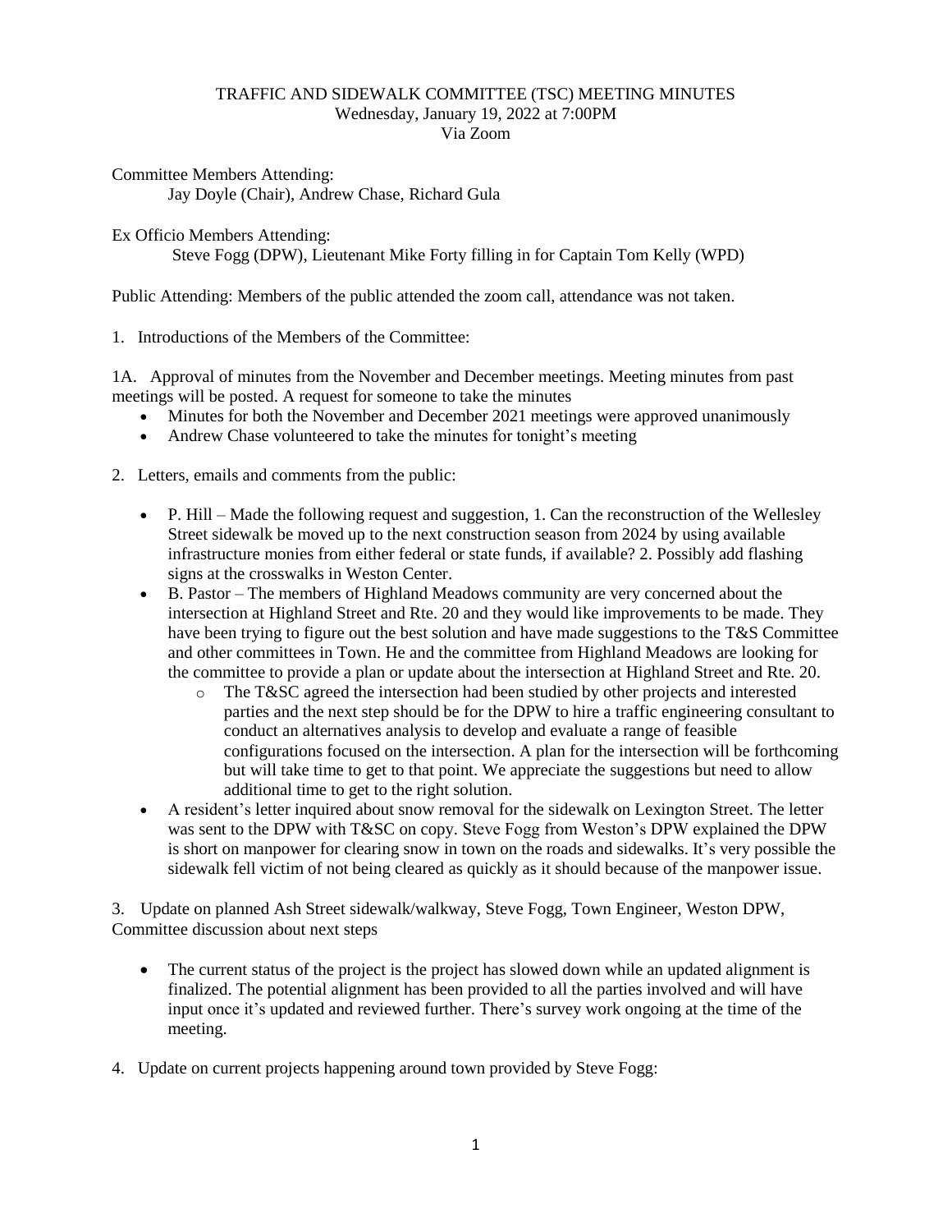# TRAFFIC AND SIDEWALK COMMITTEE (TSC) MEETING MINUTES
Wednesday, January 19, 2022 at 7:00PM
Via Zoom

Committee Members Attending:
Jay Doyle (Chair), Andrew Chase, Richard Gula

Ex Officio Members Attending:
Steve Fogg (DPW), Lieutenant Mike Forty filling in for Captain Tom Kelly (WPD)

Public Attending: Members of the public attended the zoom call, attendance was not taken.

1. Introductions of the Members of the Committee:

1A. Approval of minutes from the November and December meetings. Meeting minutes from past meetings will be posted. A request for someone to take the minutes

- Minutes for both the November and December 2021 meetings were approved unanimously
- Andrew Chase volunteered to take the minutes for tonight's meeting

2. Letters, emails and comments from the public:

- P. Hill – Made the following request and suggestion, 1. Can the reconstruction of the Wellesley Street sidewalk be moved up to the next construction season from 2024 by using available infrastructure monies from either federal or state funds, if available? 2. Possibly add flashing signs at the crosswalks in Weston Center.
- B. Pastor – The members of Highland Meadows community are very concerned about the intersection at Highland Street and Rte. 20 and they would like improvements to be made. They have been trying to figure out the best solution and have made suggestions to the T&S Committee and other committees in Town. He and the committee from Highland Meadows are looking for the committee to provide a plan or update about the intersection at Highland Street and Rte. 20.
    - The T&SC agreed the intersection had been studied by other projects and interested parties and the next step should be for the DPW to hire a traffic engineering consultant to conduct an alternatives analysis to develop and evaluate a range of feasible configurations focused on the intersection. A plan for the intersection will be forthcoming but will take time to get to that point. We appreciate the suggestions but need to allow additional time to get to the right solution.
- A resident's letter inquired about snow removal for the sidewalk on Lexington Street. The letter was sent to the DPW with T&SC on copy. Steve Fogg from Weston's DPW explained the DPW is short on manpower for clearing snow in town on the roads and sidewalks. It's very possible the sidewalk fell victim of not being cleared as quickly as it should because of the manpower issue.

3. Update on planned Ash Street sidewalk/walkway, Steve Fogg, Town Engineer, Weston DPW, Committee discussion about next steps

- The current status of the project is the project has slowed down while an updated alignment is finalized. The potential alignment has been provided to all the parties involved and will have input once it's updated and reviewed further. There's survey work ongoing at the time of the meeting.

4. Update on current projects happening around town provided by Steve Fogg: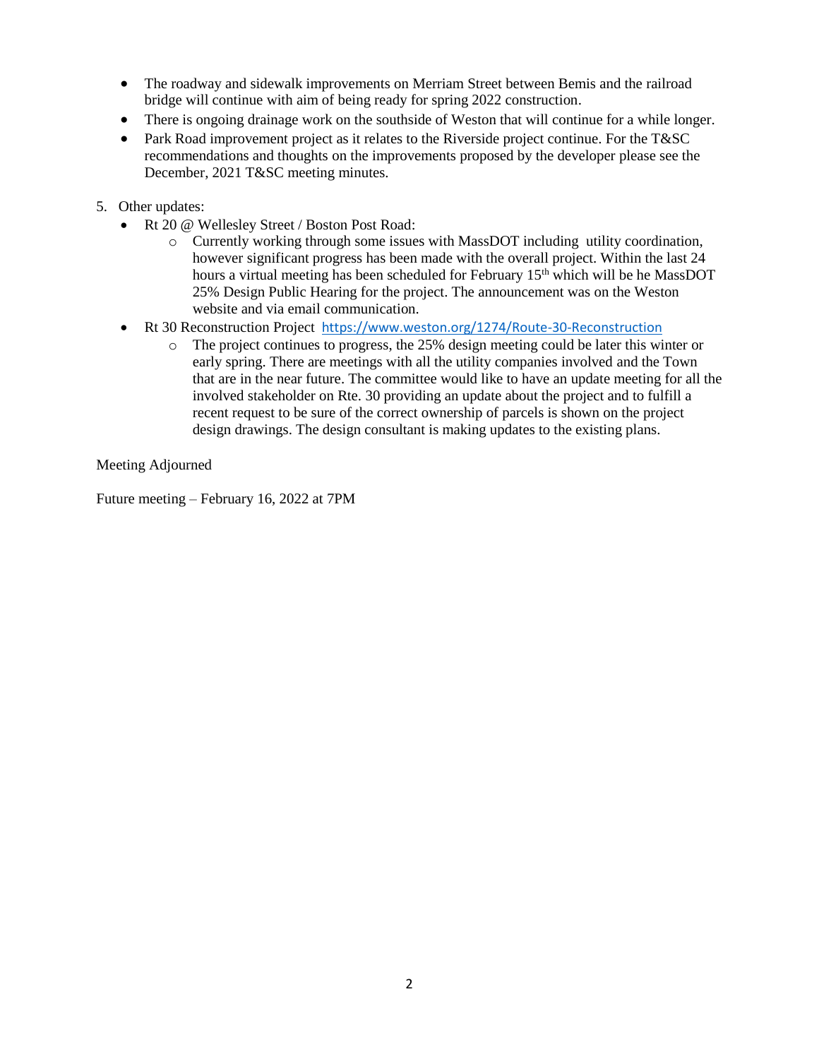- The roadway and sidewalk improvements on Merriam Street between Bemis and the railroad bridge will continue with aim of being ready for spring 2022 construction.
- There is ongoing drainage work on the southside of Weston that will continue for a while longer.
- Park Road improvement project as it relates to the Riverside project continue. For the T&SC recommendations and thoughts on the improvements proposed by the developer please see the December, 2021 T&SC meeting minutes.

5. Other updates:
   - Rt 20 @ Wellesley Street / Boston Post Road:
     - Currently working through some issues with MassDOT including utility coordination, however significant progress has been made with the overall project. Within the last 24 hours a virtual meeting has been scheduled for February 15th which will be he MassDOT 25% Design Public Hearing for the project. The announcement was on the Weston website and via email communication.
   - Rt 30 Reconstruction Project https://www.weston.org/1274/Route-30-Reconstruction
     - The project continues to progress, the 25% design meeting could be later this winter or early spring. There are meetings with all the utility companies involved and the Town that are in the near future. The committee would like to have an update meeting for all the involved stakeholder on Rte. 30 providing an update about the project and to fulfill a recent request to be sure of the correct ownership of parcels is shown on the project design drawings. The design consultant is making updates to the existing plans.

Meeting Adjourned

Future meeting – February 16, 2022 at 7PM